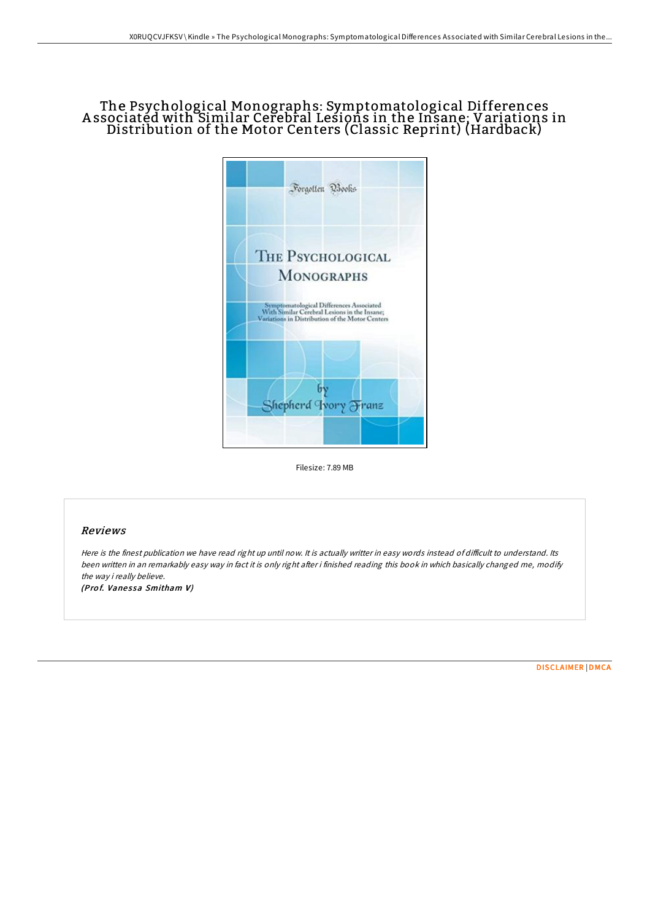# The Psychological Monographs: Symptomatological Differences Associated with Similar Cerebral Lesions in the Insane; Variations in Distribution of the Motor Centers (Classic Reprint) (Hardback)

Filesize: 7.89 MB

## Reviews

*Here is the finest publication we have read right up until now. It is actually writter in easy words instead of difficult to understand. Its been written in an remarkably easy way in fact it is only right after i finished reading this book in which basically changed me, modify the way i really believe.*

***(Prof. Vanessa Smitham V)***

DISCLAIMER | DMCA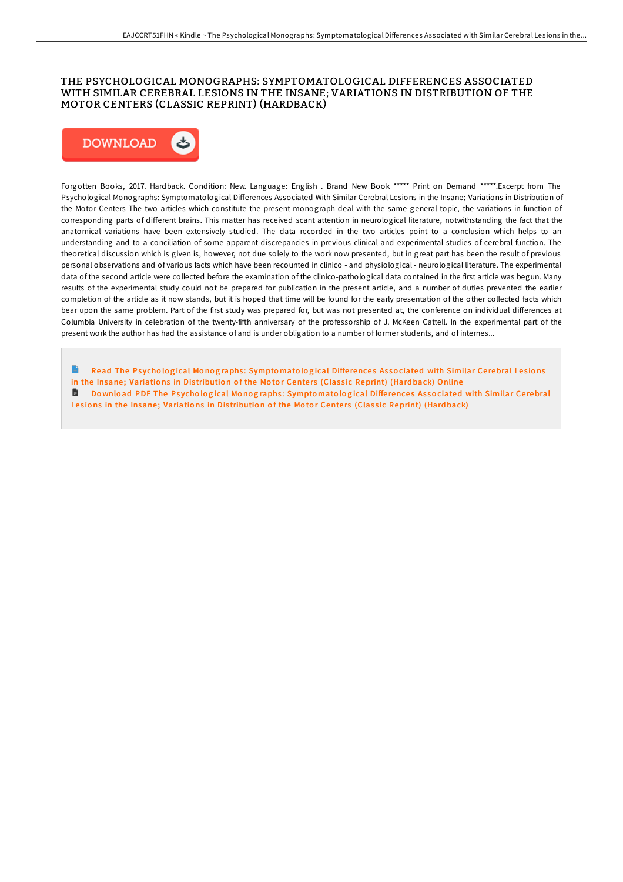# THE PSYCHOLOGICAL MONOGRAPHS: SYMPTOMATOLOGICAL DIFFERENCES ASSOCIATED WITH SIMILAR CEREBRAL LESIONS IN THE INSANE; VARIATIONS IN DISTRIBUTION OF THE MOTOR CENTERS (CLASSIC REPRINT) (HARDBACK)

DOWNLOAD

Forgotten Books, 2017. Hardback. Condition: New. Language: English . Brand New Book ***** Print on Demand *****.Excerpt from The Psychological Monographs: Symptomatological Differences Associated With Similar Cerebral Lesions in the Insane; Variations in Distribution of the Motor Centers The two articles which constitute the present monograph deal with the same general topic, the variations in function of corresponding parts of different brains. This matter has received scant attention in neurological literature, notwithstanding the fact that the anatomical variations have been extensively studied. The data recorded in the two articles point to a conclusion which helps to an understanding and to a conciliation of some apparent discrepancies in previous clinical and experimental studies of cerebral function. The theoretical discussion which is given is, however, not due solely to the work now presented, but in great part has been the result of previous personal observations and of various facts which have been recounted in clinico - and physiological - neurological literature. The experimental data of the second article were collected before the examination of the clinico-pathological data contained in the first article was begun. Many results of the experimental study could not be prepared for publication in the present article, and a number of duties prevented the earlier completion of the article as it now stands, but it is hoped that time will be found for the early presentation of the other collected facts which bear upon the same problem. Part of the first study was prepared for, but was not presented at, the conference on individual differences at Columbia University in celebration of the twenty-fifth anniversary of the professorship of J. McKeen Cattell. In the experimental part of the present work the author has had the assistance of and is under obligation to a number of former students, and of internes...

Read The Psychological Monographs: Symptomatological Differences Associated with Similar Cerebral Lesions in the Insane; Variations in Distribution of the Motor Centers (Classic Reprint) (Hardback) Online

Download PDF The Psychological Monographs: Symptomatological Differences Associated with Similar Cerebral Lesions in the Insane; Variations in Distribution of the Motor Centers (Classic Reprint) (Hardback)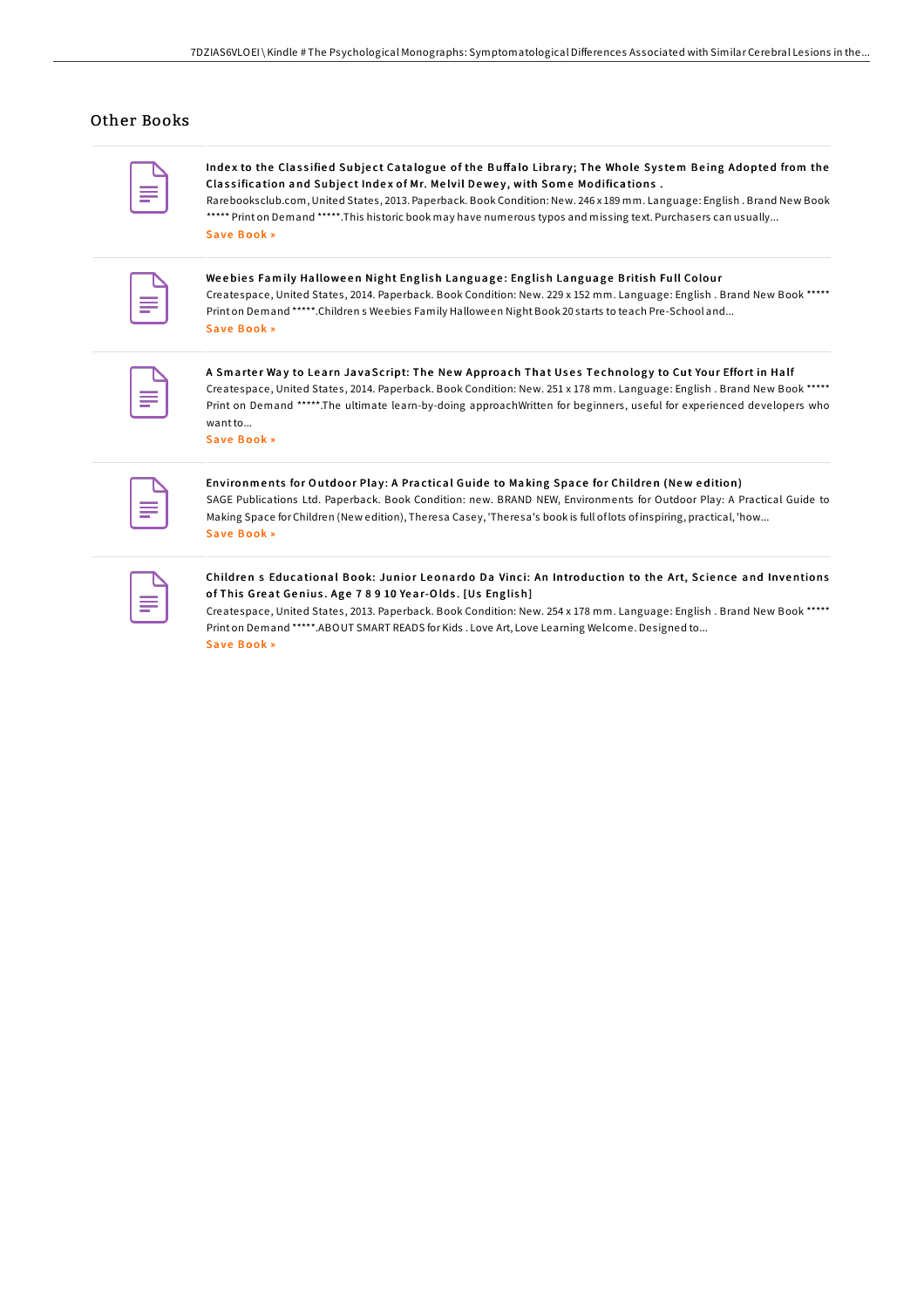## Other Books

**Index to the Classified Subject Catalogue of the Buffalo Library; The Whole System Being Adopted from the Classification and Subject Index of Mr. Melvil Dewey, with Some Modifications .**

Rarebooksclub.com, United States, 2013. Paperback. Book Condition: New. 246 x 189 mm. Language: English . Brand New Book ***** Print on Demand *****.This historic book may have numerous typos and missing text. Purchasers can usually...

Save Book »

**Weebies Family Halloween Night English Language: English Language British Full Colour**

Createspace, United States, 2014. Paperback. Book Condition: New. 229 x 152 mm. Language: English . Brand New Book ***** Print on Demand *****.Children s Weebies Family Halloween Night Book 20 starts to teach Pre-School and...

Save Book »

**A Smarter Way to Learn JavaScript: The New Approach That Uses Technology to Cut Your Effort in Half**

Createspace, United States, 2014. Paperback. Book Condition: New. 251 x 178 mm. Language: English . Brand New Book ***** Print on Demand *****.The ultimate learn-by-doing approachWritten for beginners, useful for experienced developers who want to...

Save Book »

**Environments for Outdoor Play: A Practical Guide to Making Space for Children (New edition)**

SAGE Publications Ltd. Paperback. Book Condition: new. BRAND NEW, Environments for Outdoor Play: A Practical Guide to Making Space for Children (New edition), Theresa Casey, 'Theresa's book is full of lots of inspiring, practical, 'how...

Save Book »

**Children s Educational Book: Junior Leonardo Da Vinci: An Introduction to the Art, Science and Inventions of This Great Genius. Age 7 8 9 10 Year-Olds. [Us English]**

Createspace, United States, 2013. Paperback. Book Condition: New. 254 x 178 mm. Language: English . Brand New Book ***** Print on Demand *****.ABOUT SMART READS for Kids . Love Art, Love Learning Welcome. Designed to...

Save Book »